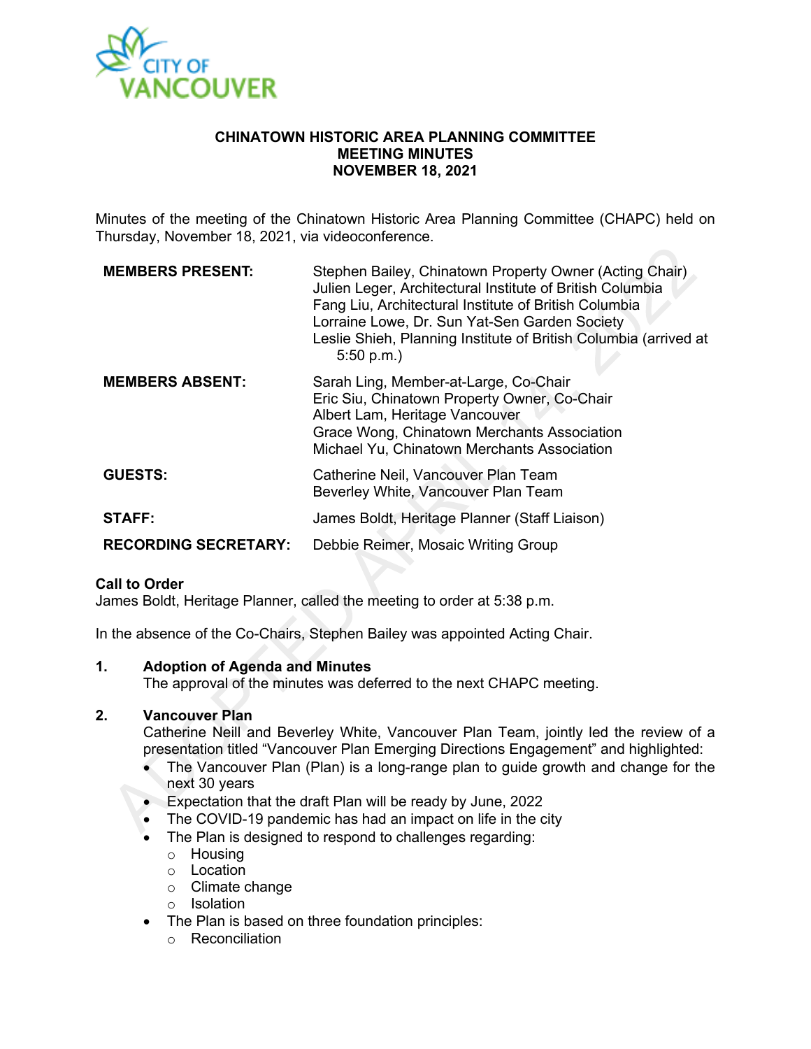# CHINATOWN HISTORIC AREA PLANNING COMMITTEE
# MEETING MINUTES
# NOVEMBER 18, 2021

Minutes of the meeting of the Chinatown Historic Area Planning Committee (CHAPC) held on Thursday, November 18, 2021, via videoconference.

| | |
|---|---|
| **MEMBERS PRESENT:** | Stephen Bailey, Chinatown Property Owner (Acting Chair)<br>Julien Leger, Architectural Institute of British Columbia<br>Fang Liu, Architectural Institute of British Columbia<br>Lorraine Lowe, Dr. Sun Yat-Sen Garden Society<br>Leslie Shieh, Planning Institute of British Columbia (arrived at 5:50 p.m.) |
| **MEMBERS ABSENT:** | Sarah Ling, Member-at-Large, Co-Chair<br>Eric Siu, Chinatown Property Owner, Co-Chair<br>Albert Lam, Heritage Vancouver<br>Grace Wong, Chinatown Merchants Association<br>Michael Yu, Chinatown Merchants Association |
| **GUESTS:** | Catherine Neil, Vancouver Plan Team<br>Beverley White, Vancouver Plan Team |
| **STAFF:** | James Boldt, Heritage Planner (Staff Liaison) |
| **RECORDING SECRETARY:** | Debbie Reimer, Mosaic Writing Group |

**Call to Order**
James Boldt, Heritage Planner, called the meeting to order at 5:38 p.m.

In the absence of the Co-Chairs, Stephen Bailey was appointed Acting Chair.

## 1. Adoption of Agenda and Minutes

The approval of the minutes was deferred to the next CHAPC meeting.

## 2. Vancouver Plan

Catherine Neill and Beverley White, Vancouver Plan Team, jointly led the review of a presentation titled "Vancouver Plan Emerging Directions Engagement" and highlighted:

- The Vancouver Plan (Plan) is a long-range plan to guide growth and change for the next 30 years
- Expectation that the draft Plan will be ready by June, 2022
- The COVID-19 pandemic has had an impact on life in the city
- The Plan is designed to respond to challenges regarding:
  - Housing
  - Location
  - Climate change
  - Isolation
- The Plan is based on three foundation principles:
  - Reconciliation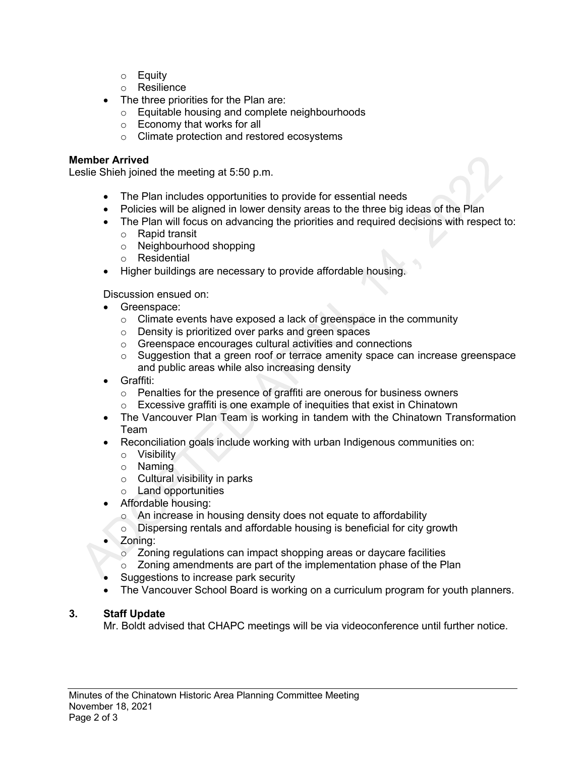- Equity
  - Resilience
- The three priorities for the Plan are:
  - Equitable housing and complete neighbourhoods
  - Economy that works for all
  - Climate protection and restored ecosystems

**Member Arrived**
Leslie Shieh joined the meeting at 5:50 p.m.

- The Plan includes opportunities to provide for essential needs
- Policies will be aligned in lower density areas to the three big ideas of the Plan
- The Plan will focus on advancing the priorities and required decisions with respect to:
  - Rapid transit
  - Neighbourhood shopping
  - Residential
- Higher buildings are necessary to provide affordable housing.

Discussion ensued on:

- Greenspace:
  - Climate events have exposed a lack of greenspace in the community
  - Density is prioritized over parks and green spaces
  - Greenspace encourages cultural activities and connections
  - Suggestion that a green roof or terrace amenity space can increase greenspace and public areas while also increasing density
- Graffiti:
  - Penalties for the presence of graffiti are onerous for business owners
  - Excessive graffiti is one example of inequities that exist in Chinatown
- The Vancouver Plan Team is working in tandem with the Chinatown Transformation Team
- Reconciliation goals include working with urban Indigenous communities on:
  - Visibility
  - Naming
  - Cultural visibility in parks
  - Land opportunities
- Affordable housing:
  - An increase in housing density does not equate to affordability
  - Dispersing rentals and affordable housing is beneficial for city growth
- Zoning:
  - Zoning regulations can impact shopping areas or daycare facilities
  - Zoning amendments are part of the implementation phase of the Plan
- Suggestions to increase park security
- The Vancouver School Board is working on a curriculum program for youth planners.

## 3. Staff Update

Mr. Boldt advised that CHAPC meetings will be via videoconference until further notice.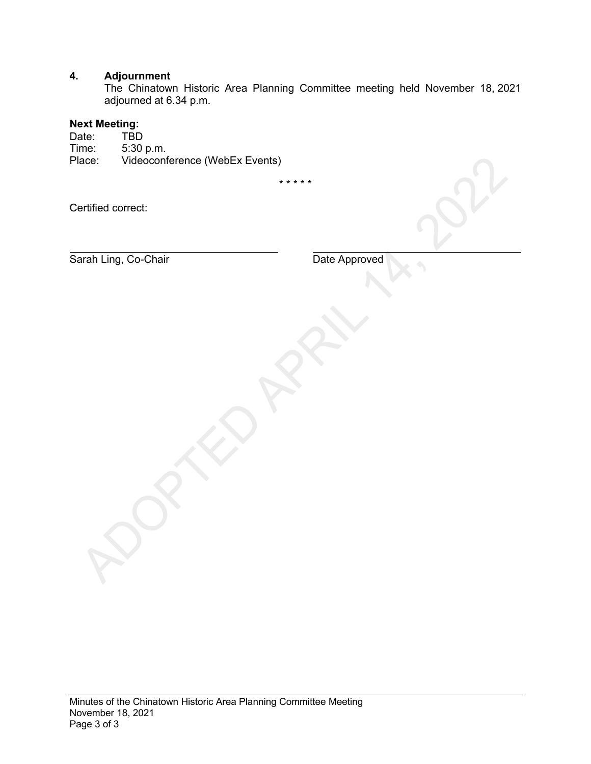## 4. Adjournment

The Chinatown Historic Area Planning Committee meeting held November 18, 2021 adjourned at 6.34 p.m.

**Next Meeting:**

Date: TBD
Time: 5:30 p.m.
Place: Videoconference (WebEx Events)

\* \* \* \* \*

Certified correct:

Sarah Ling, Co-Chair

Date Approved

ADOPTED APRIL 14, 2022